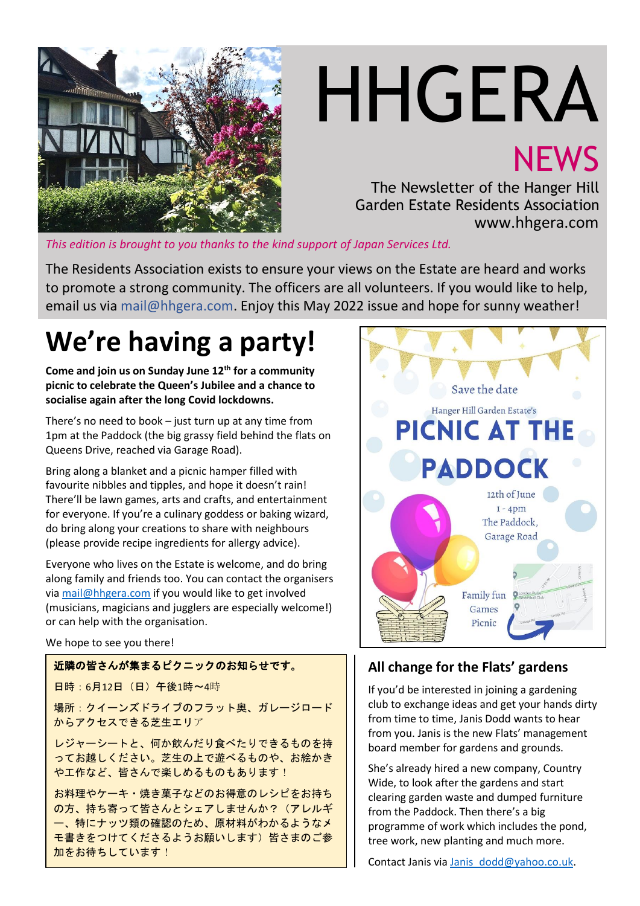# HHGERA

## NEWS

The Newsletter of the Hanger Hill Garden Estate Residents Association
www.hhgera.com

*This edition is brought to you thanks to the kind support of Japan Services Ltd.*

The Residents Association exists to ensure your views on the Estate are heard and works to promote a strong community. The officers are all volunteers. If you would like to help, email us via mail@hhgera.com. Enjoy this May 2022 issue and hope for sunny weather!

# We're having a party!

**Come and join us on Sunday June 12th for a community picnic to celebrate the Queen's Jubilee and a chance to socialise again after the long Covid lockdowns.**

There's no need to book – just turn up at any time from 1pm at the Paddock (the big grassy field behind the flats on Queens Drive, reached via Garage Road).

Bring along a blanket and a picnic hamper filled with favourite nibbles and tipples, and hope it doesn't rain! There'll be lawn games, arts and crafts, and entertainment for everyone. If you're a culinary goddess or baking wizard, do bring along your creations to share with neighbours (please provide recipe ingredients for allergy advice).

Everyone who lives on the Estate is welcome, and do bring along family and friends too. You can contact the organisers via mail@hhgera.com if you would like to get involved (musicians, magicians and jugglers are especially welcome!) or can help with the organisation.

We hope to see you there!

**近隣の皆さんが集まるピクニックのお知らせです。**

日時：6月12日（日）午後1時～4時

場所：クイーンズドライブのフラット奥、ガレージロードからアクセスできる芝生エリア

レジャーシートと、何か飲んだり食べたりできるものを持ってお越しください。芝生の上で遊べるものや、お絵かきや工作など、皆さんで楽しめるものもあります！

お料理やケーキ・焼き菓子などのお得意のレシピをお持ちの方、持ち寄って皆さんとシェアしませんか？（アレルギー、特にナッツ類の確認のため、原材料がわかるようなメモ書きをつけてくださるようお願いします）皆さまのご参加をお待ちしています！

Save the date

Hanger Hill Garden Estate's

**PICNIC AT THE PADDOCK**

12th of June
1 - 4pm
The Paddock,
Garage Road

Family fun
Games
Picnic

## All change for the Flats' gardens

If you'd be interested in joining a gardening club to exchange ideas and get your hands dirty from time to time, Janis Dodd wants to hear from you. Janis is the new Flats' management board member for gardens and grounds.

She's already hired a new company, Country Wide, to look after the gardens and start clearing garden waste and dumped furniture from the Paddock. Then there's a big programme of work which includes the pond, tree work, new planting and much more.

Contact Janis via Janis_dodd@yahoo.co.uk.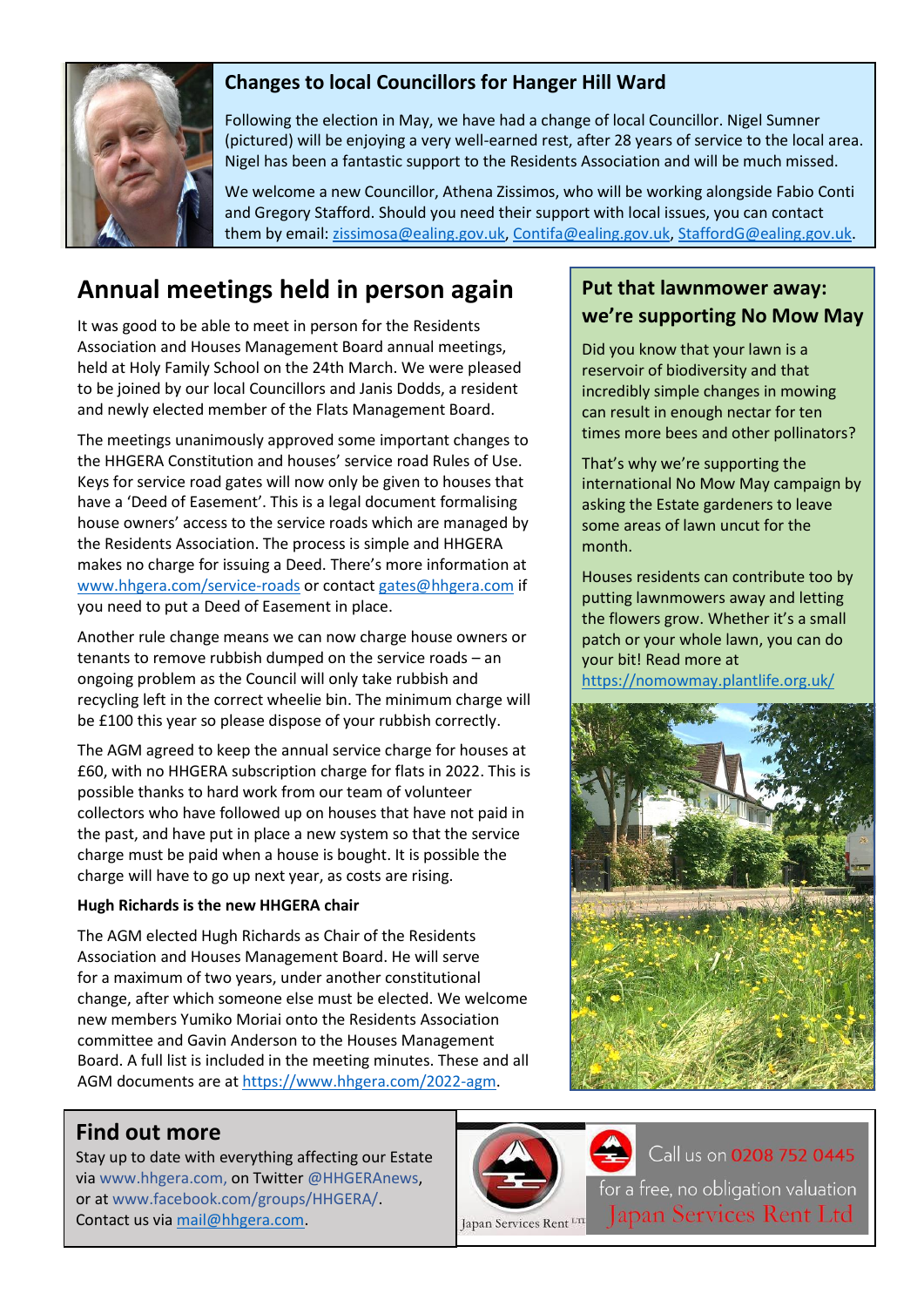## Changes to local Councillors for Hanger Hill Ward

Following the election in May, we have had a change of local Councillor. Nigel Sumner (pictured) will be enjoying a very well-earned rest, after 28 years of service to the local area. Nigel has been a fantastic support to the Residents Association and will be much missed.

We welcome a new Councillor, Athena Zissimos, who will be working alongside Fabio Conti and Gregory Stafford. Should you need their support with local issues, you can contact them by email: zissimosa@ealing.gov.uk, Contifa@ealing.gov.uk, StaffordG@ealing.gov.uk.

# Annual meetings held in person again

It was good to be able to meet in person for the Residents Association and Houses Management Board annual meetings, held at Holy Family School on the 24th March. We were pleased to be joined by our local Councillors and Janis Dodds, a resident and newly elected member of the Flats Management Board.

The meetings unanimously approved some important changes to the HHGERA Constitution and houses' service road Rules of Use. Keys for service road gates will now only be given to houses that have a 'Deed of Easement'. This is a legal document formalising house owners' access to the service roads which are managed by the Residents Association. The process is simple and HHGERA makes no charge for issuing a Deed. There's more information at www.hhgera.com/service-roads or contact gates@hhgera.com if you need to put a Deed of Easement in place.

Another rule change means we can now charge house owners or tenants to remove rubbish dumped on the service roads – an ongoing problem as the Council will only take rubbish and recycling left in the correct wheelie bin. The minimum charge will be £100 this year so please dispose of your rubbish correctly.

The AGM agreed to keep the annual service charge for houses at £60, with no HHGERA subscription charge for flats in 2022. This is possible thanks to hard work from our team of volunteer collectors who have followed up on houses that have not paid in the past, and have put in place a new system so that the service charge must be paid when a house is bought. It is possible the charge will have to go up next year, as costs are rising.

**Hugh Richards is the new HHGERA chair**

The AGM elected Hugh Richards as Chair of the Residents Association and Houses Management Board. He will serve for a maximum of two years, under another constitutional change, after which someone else must be elected. We welcome new members Yumiko Moriai onto the Residents Association committee and Gavin Anderson to the Houses Management Board. A full list is included in the meeting minutes. These and all AGM documents are at https://www.hhgera.com/2022-agm.

## Put that lawnmower away: we're supporting No Mow May

Did you know that your lawn is a reservoir of biodiversity and that incredibly simple changes in mowing can result in enough nectar for ten times more bees and other pollinators?

That's why we're supporting the international No Mow May campaign by asking the Estate gardeners to leave some areas of lawn uncut for the month.

Houses residents can contribute too by putting lawnmowers away and letting the flowers grow. Whether it's a small patch or your whole lawn, you can do your bit! Read more at https://nomowmay.plantlife.org.uk/

## Find out more

Stay up to date with everything affecting our Estate via www.hhgera.com, on Twitter @HHGERAnews, or at www.facebook.com/groups/HHGERA/. Contact us via mail@hhgera.com.

Japan Services Rent LTD

Call us on 0208 752 0445
for a free, no obligation valuation
Japan Services Rent Ltd